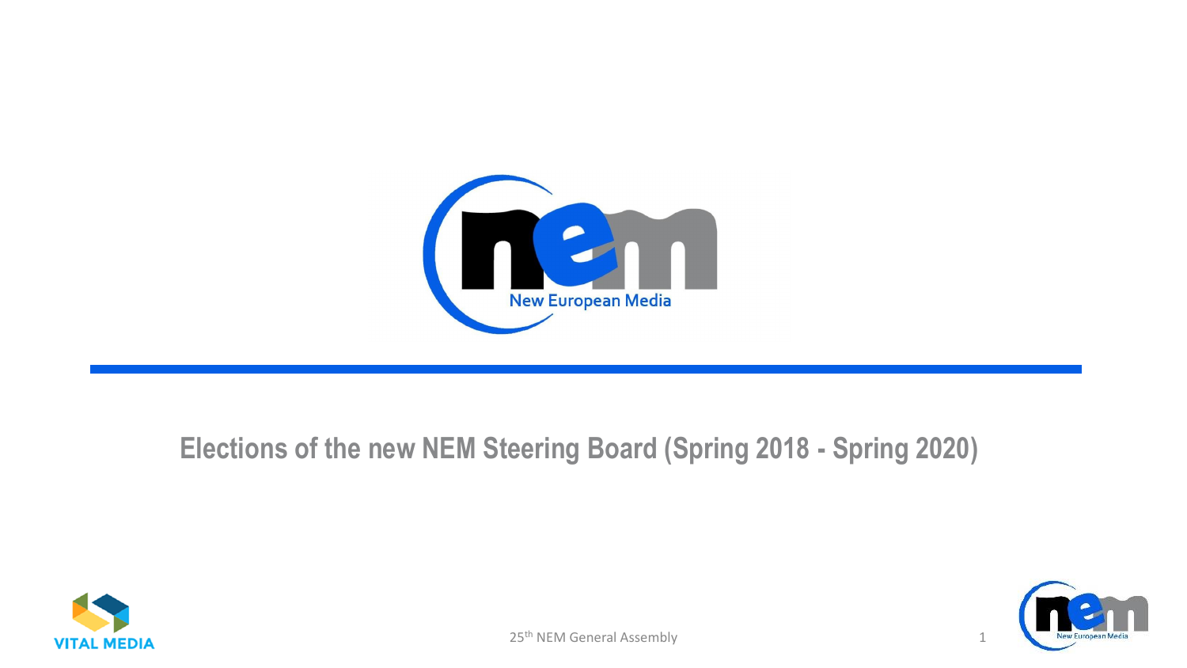# Elections of the new NEM Steering Board (Spring 2018 - Spring 2020)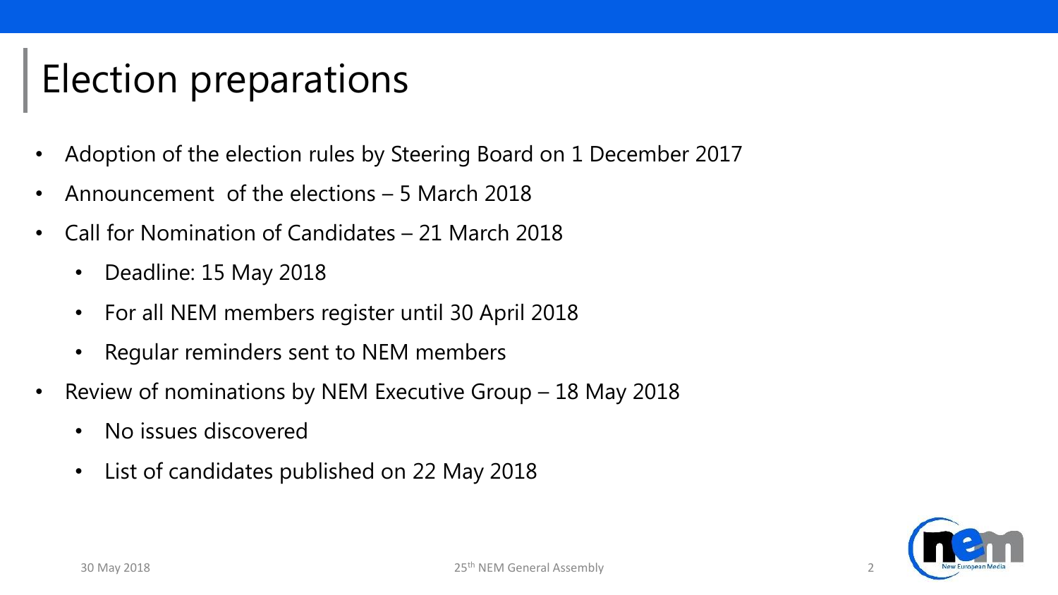# Election preparations

- Adoption of the election rules by Steering Board on 1 December 2017
- Announcement of the elections – 5 March 2018
- Call for Nomination of Candidates – 21 March 2018
  - Deadline: 15 May 2018
  - For all NEM members register until 30 April 2018
  - Regular reminders sent to NEM members
- Review of nominations by NEM Executive Group – 18 May 2018
  - No issues discovered
  - List of candidates published on 22 May 2018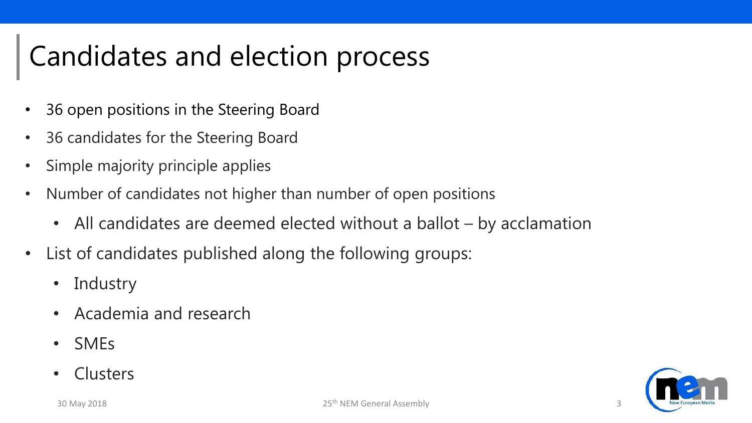# Candidates and election process

- 36 open positions in the Steering Board
- 36 candidates for the Steering Board
- Simple majority principle applies
- Number of candidates not higher than number of open positions
  - All candidates are deemed elected without a ballot – by acclamation
- List of candidates published along the following groups:
  - Industry
  - Academia and research
  - SMEs
  - Clusters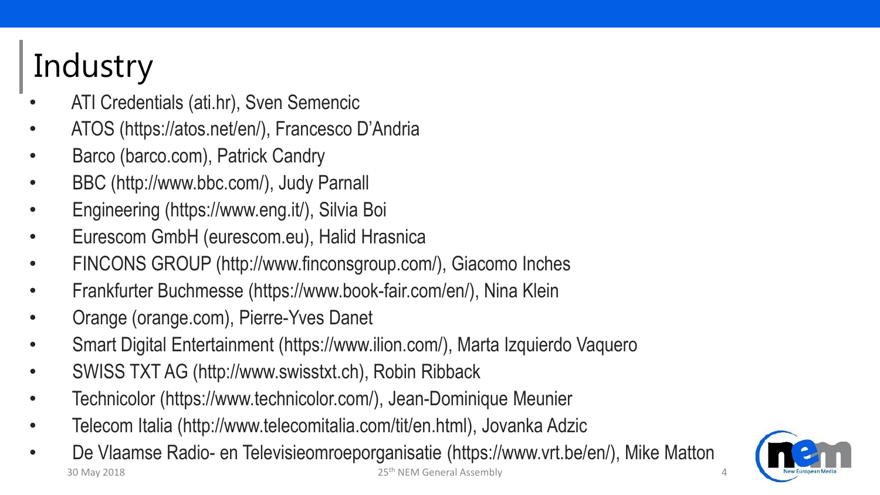# Industry

- ATI Credentials (ati.hr), Sven Semencic
- ATOS (https://atos.net/en/), Francesco D'Andria
- Barco (barco.com), Patrick Candry
- BBC (http://www.bbc.com/), Judy Parnall
- Engineering (https://www.eng.it/), Silvia Boi
- Eurescom GmbH (eurescom.eu), Halid Hrasnica
- FINCONS GROUP (http://www.finconsgroup.com/), Giacomo Inches
- Frankfurter Buchmesse (https://www.book-fair.com/en/), Nina Klein
- Orange (orange.com), Pierre-Yves Danet
- Smart Digital Entertainment (https://www.ilion.com/), Marta Izquierdo Vaquero
- SWISS TXT AG (http://www.swisstxt.ch), Robin Ribback
- Technicolor (https://www.technicolor.com/), Jean-Dominique Meunier
- Telecom Italia (http://www.telecomitalia.com/tit/en.html), Jovanka Adzic
- De Vlaamse Radio- en Televisieomroeporganisatie (https://www.vrt.be/en/), Mike Matton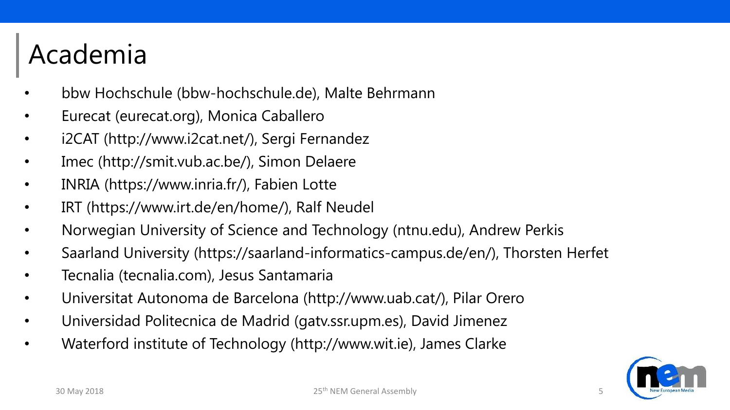# Academia

- bbw Hochschule (bbw-hochschule.de), Malte Behrmann
- Eurecat (eurecat.org), Monica Caballero
- i2CAT (http://www.i2cat.net/), Sergi Fernandez
- Imec (http://smit.vub.ac.be/), Simon Delaere
- INRIA (https://www.inria.fr/), Fabien Lotte
- IRT (https://www.irt.de/en/home/), Ralf Neudel
- Norwegian University of Science and Technology (ntnu.edu), Andrew Perkis
- Saarland University (https://saarland-informatics-campus.de/en/), Thorsten Herfet
- Tecnalia (tecnalia.com), Jesus Santamaria
- Universitat Autonoma de Barcelona (http://www.uab.cat/), Pilar Orero
- Universidad Politecnica de Madrid (gatv.ssr.upm.es), David Jimenez
- Waterford institute of Technology (http://www.wit.ie), James Clarke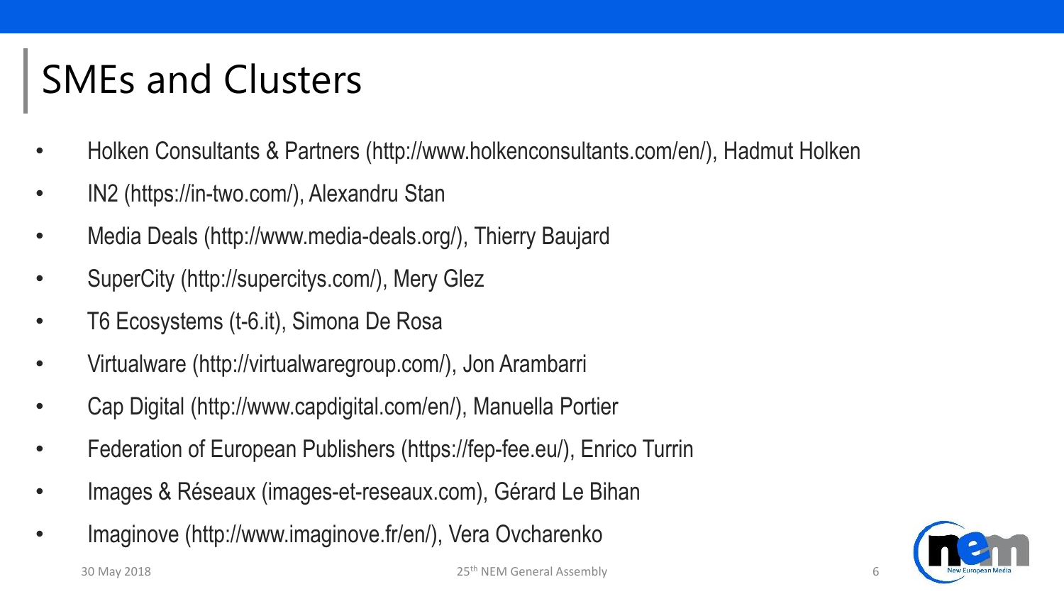# SMEs and Clusters

- Holken Consultants & Partners (http://www.holkenconsultants.com/en/), Hadmut Holken
- IN2 (https://in-two.com/), Alexandru Stan
- Media Deals (http://www.media-deals.org/), Thierry Baujard
- SuperCity (http://supercitys.com/), Mery Glez
- T6 Ecosystems (t-6.it), Simona De Rosa
- Virtualware (http://virtualwaregroup.com/), Jon Arambarri
- Cap Digital (http://www.capdigital.com/en/), Manuella Portier
- Federation of European Publishers (https://fep-fee.eu/), Enrico Turrin
- Images & Réseaux (images-et-reseaux.com), Gérard Le Bihan
- Imaginove (http://www.imaginove.fr/en/), Vera Ovcharenko